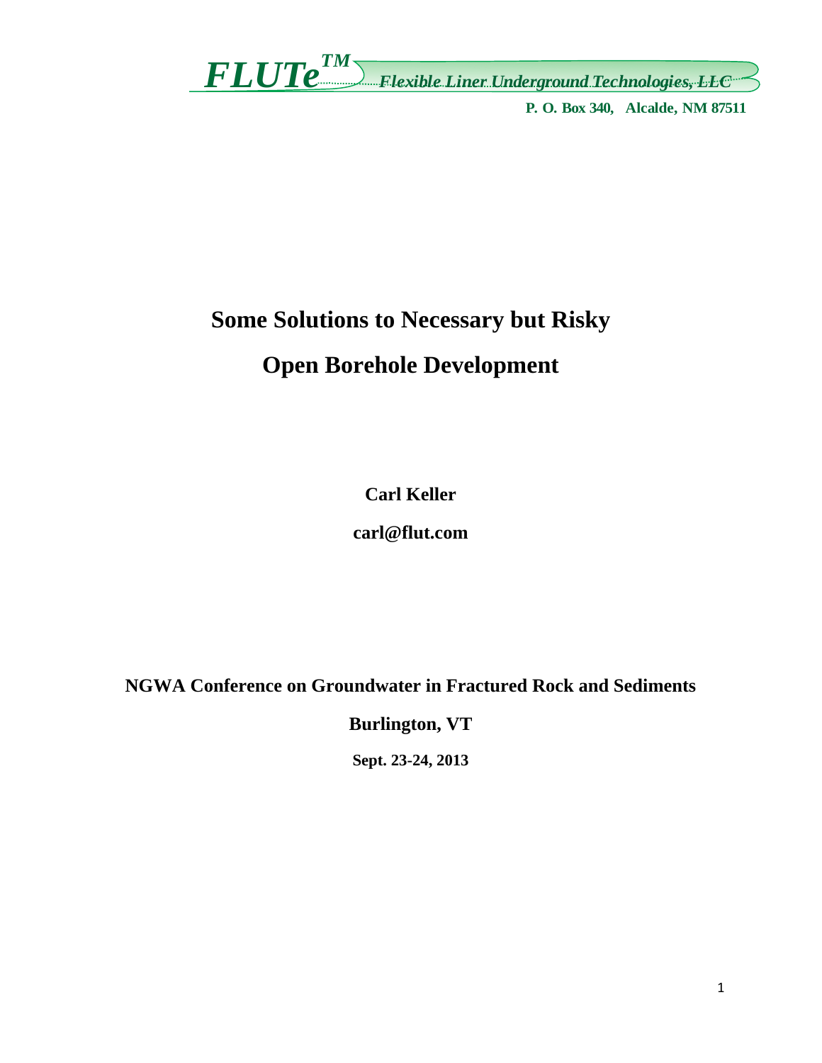*FLUTe*™ *Flexible Liner Underground Technologies, LLC*

**P. O. Box 340, Alcalde, NM 87511**

# Some Solutions to Necessary but Risky Open Borehole Development

**Carl Keller**

**carl@flut.com**

**NGWA Conference on Groundwater in Fractured Rock and Sediments**

**Burlington, VT**

**Sept. 23-24, 2013**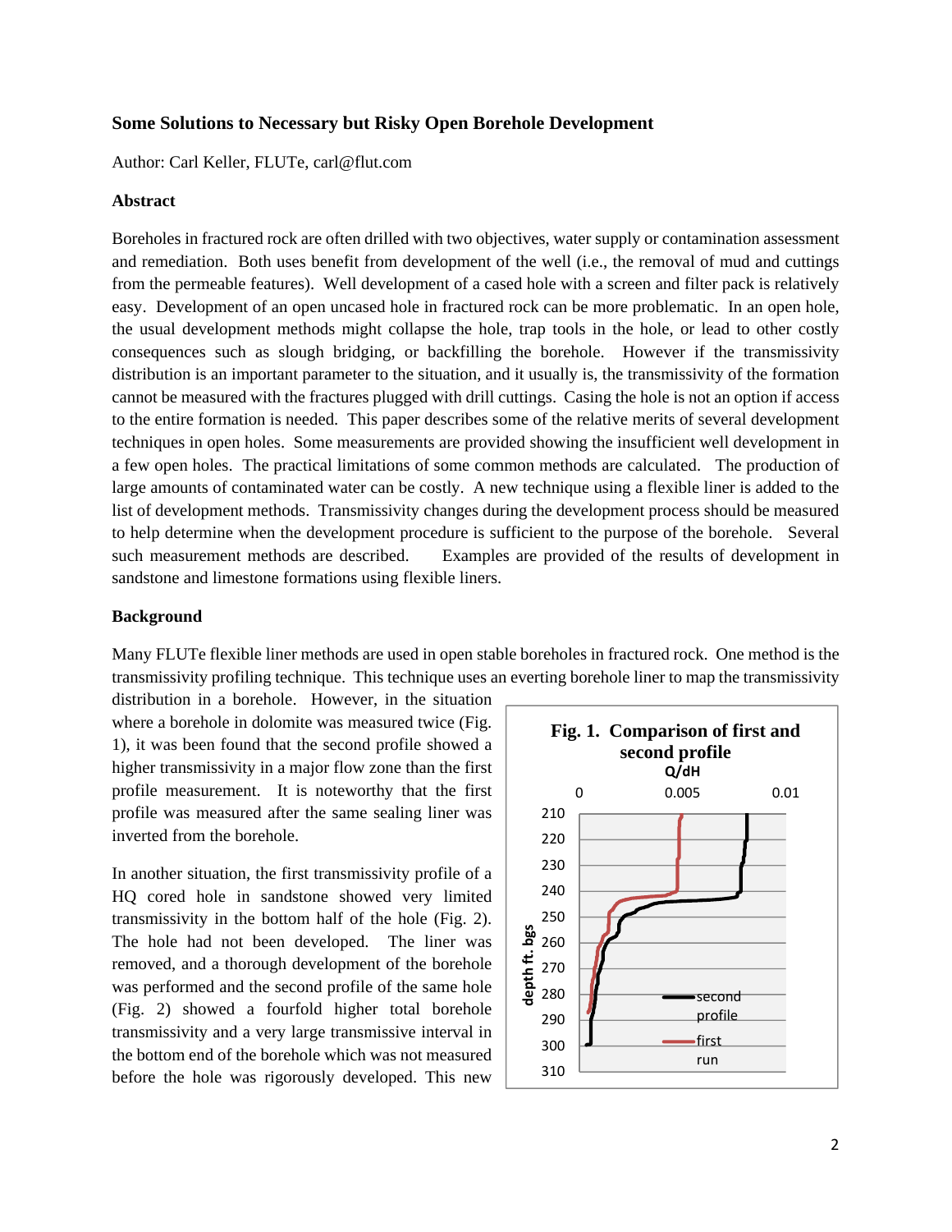## Some Solutions to Necessary but Risky Open Borehole Development

Author: Carl Keller, FLUTe, carl@flut.com

### Abstract

Boreholes in fractured rock are often drilled with two objectives, water supply or contamination assessment and remediation. Both uses benefit from development of the well (i.e., the removal of mud and cuttings from the permeable features). Well development of a cased hole with a screen and filter pack is relatively easy. Development of an open uncased hole in fractured rock can be more problematic. In an open hole, the usual development methods might collapse the hole, trap tools in the hole, or lead to other costly consequences such as slough bridging, or backfilling the borehole. However if the transmissivity distribution is an important parameter to the situation, and it usually is, the transmissivity of the formation cannot be measured with the fractures plugged with drill cuttings. Casing the hole is not an option if access to the entire formation is needed. This paper describes some of the relative merits of several development techniques in open holes. Some measurements are provided showing the insufficient well development in a few open holes. The practical limitations of some common methods are calculated. The production of large amounts of contaminated water can be costly. A new technique using a flexible liner is added to the list of development methods. Transmissivity changes during the development process should be measured to help determine when the development procedure is sufficient to the purpose of the borehole. Several such measurement methods are described. Examples are provided of the results of development in sandstone and limestone formations using flexible liners.

### Background

Many FLUTe flexible liner methods are used in open stable boreholes in fractured rock. One method is the transmissivity profiling technique. This technique uses an everting borehole liner to map the transmissivity distribution in a borehole. However, in the situation where a borehole in dolomite was measured twice (Fig. 1), it was been found that the second profile showed a higher transmissivity in a major flow zone than the first profile measurement. It is noteworthy that the first profile was measured after the same sealing liner was inverted from the borehole.

**Fig. 1. Comparison of first and second profile**

In another situation, the first transmissivity profile of a HQ cored hole in sandstone showed very limited transmissivity in the bottom half of the hole (Fig. 2). The hole had not been developed. The liner was removed, and a thorough development of the borehole was performed and the second profile of the same hole (Fig. 2) showed a fourfold higher total borehole transmissivity and a very large transmissive interval in the bottom end of the borehole which was not measured before the hole was rigorously developed. This new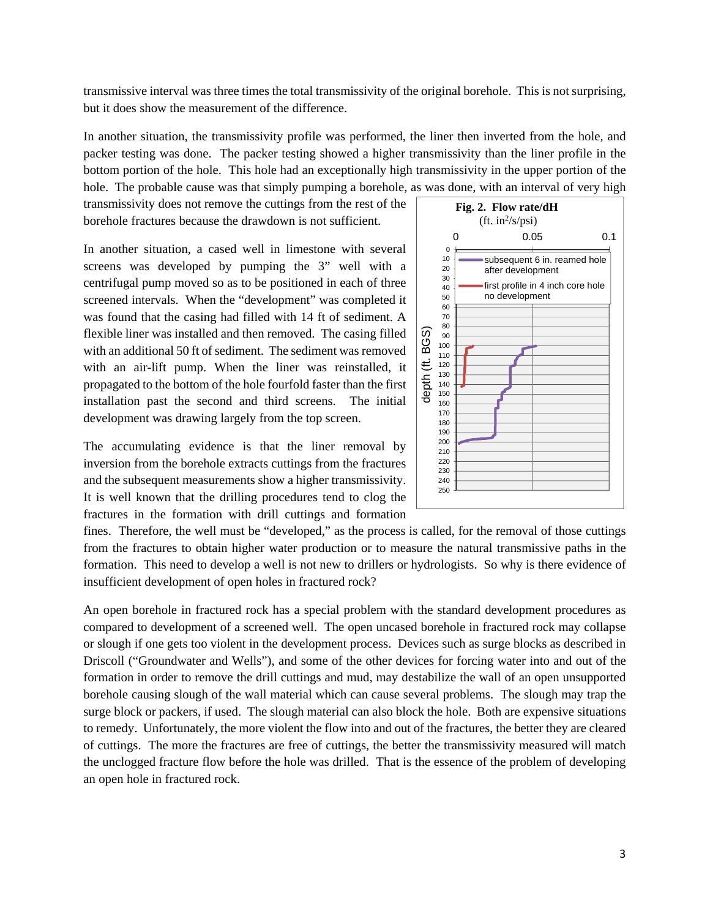transmissive interval was three times the total transmissivity of the original borehole. This is not surprising, but it does show the measurement of the difference.

In another situation, the transmissivity profile was performed, the liner then inverted from the hole, and packer testing was done. The packer testing showed a higher transmissivity than the liner profile in the bottom portion of the hole. This hole had an exceptionally high transmissivity in the upper portion of the hole. The probable cause was that simply pumping a borehole, as was done, with an interval of very high transmissivity does not remove the cuttings from the rest of the borehole fractures because the drawdown is not sufficient.

In another situation, a cased well in limestone with several screens was developed by pumping the 3" well with a centrifugal pump moved so as to be positioned in each of three screened intervals. When the "development" was completed it was found that the casing had filled with 14 ft of sediment. A flexible liner was installed and then removed. The casing filled with an additional 50 ft of sediment. The sediment was removed with an air-lift pump. When the liner was reinstalled, it propagated to the bottom of the hole fourfold faster than the first installation past the second and third screens. The initial development was drawing largely from the top screen.

**Fig. 2. Flow rate/dH** (ft. in$^2$/s/psi)

The accumulating evidence is that the liner removal by inversion from the borehole extracts cuttings from the fractures and the subsequent measurements show a higher transmissivity. It is well known that the drilling procedures tend to clog the fractures in the formation with drill cuttings and formation fines. Therefore, the well must be "developed," as the process is called, for the removal of those cuttings from the fractures to obtain higher water production or to measure the natural transmissive paths in the formation. This need to develop a well is not new to drillers or hydrologists. So why is there evidence of insufficient development of open holes in fractured rock?

An open borehole in fractured rock has a special problem with the standard development procedures as compared to development of a screened well. The open uncased borehole in fractured rock may collapse or slough if one gets too violent in the development process. Devices such as surge blocks as described in Driscoll ("Groundwater and Wells"), and some of the other devices for forcing water into and out of the formation in order to remove the drill cuttings and mud, may destabilize the wall of an open unsupported borehole causing slough of the wall material which can cause several problems. The slough may trap the surge block or packers, if used. The slough material can also block the hole. Both are expensive situations to remedy. Unfortunately, the more violent the flow into and out of the fractures, the better they are cleared of cuttings. The more the fractures are free of cuttings, the better the transmissivity measured will match the unclogged fracture flow before the hole was drilled. That is the essence of the problem of developing an open hole in fractured rock.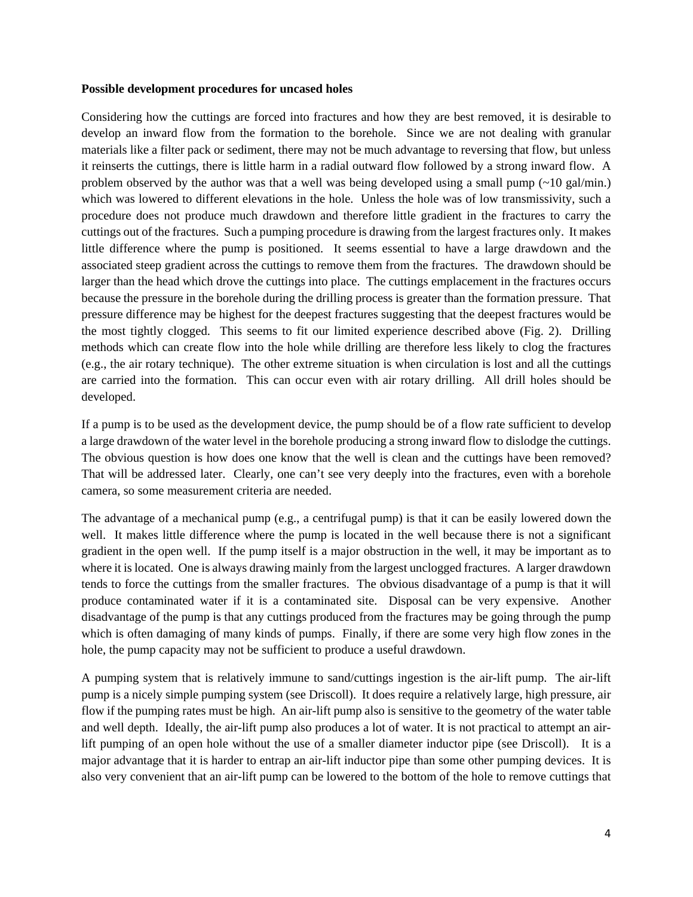**Possible development procedures for uncased holes**

Considering how the cuttings are forced into fractures and how they are best removed, it is desirable to develop an inward flow from the formation to the borehole. Since we are not dealing with granular materials like a filter pack or sediment, there may not be much advantage to reversing that flow, but unless it reinserts the cuttings, there is little harm in a radial outward flow followed by a strong inward flow. A problem observed by the author was that a well was being developed using a small pump (~10 gal/min.) which was lowered to different elevations in the hole. Unless the hole was of low transmissivity, such a procedure does not produce much drawdown and therefore little gradient in the fractures to carry the cuttings out of the fractures. Such a pumping procedure is drawing from the largest fractures only. It makes little difference where the pump is positioned. It seems essential to have a large drawdown and the associated steep gradient across the cuttings to remove them from the fractures. The drawdown should be larger than the head which drove the cuttings into place. The cuttings emplacement in the fractures occurs because the pressure in the borehole during the drilling process is greater than the formation pressure. That pressure difference may be highest for the deepest fractures suggesting that the deepest fractures would be the most tightly clogged. This seems to fit our limited experience described above (Fig. 2). Drilling methods which can create flow into the hole while drilling are therefore less likely to clog the fractures (e.g., the air rotary technique). The other extreme situation is when circulation is lost and all the cuttings are carried into the formation. This can occur even with air rotary drilling. All drill holes should be developed.

If a pump is to be used as the development device, the pump should be of a flow rate sufficient to develop a large drawdown of the water level in the borehole producing a strong inward flow to dislodge the cuttings. The obvious question is how does one know that the well is clean and the cuttings have been removed? That will be addressed later. Clearly, one can't see very deeply into the fractures, even with a borehole camera, so some measurement criteria are needed.

The advantage of a mechanical pump (e.g., a centrifugal pump) is that it can be easily lowered down the well. It makes little difference where the pump is located in the well because there is not a significant gradient in the open well. If the pump itself is a major obstruction in the well, it may be important as to where it is located. One is always drawing mainly from the largest unclogged fractures. A larger drawdown tends to force the cuttings from the smaller fractures. The obvious disadvantage of a pump is that it will produce contaminated water if it is a contaminated site. Disposal can be very expensive. Another disadvantage of the pump is that any cuttings produced from the fractures may be going through the pump which is often damaging of many kinds of pumps. Finally, if there are some very high flow zones in the hole, the pump capacity may not be sufficient to produce a useful drawdown.

A pumping system that is relatively immune to sand/cuttings ingestion is the air-lift pump. The air-lift pump is a nicely simple pumping system (see Driscoll). It does require a relatively large, high pressure, air flow if the pumping rates must be high. An air-lift pump also is sensitive to the geometry of the water table and well depth. Ideally, the air-lift pump also produces a lot of water. It is not practical to attempt an air-lift pumping of an open hole without the use of a smaller diameter inductor pipe (see Driscoll). It is a major advantage that it is harder to entrap an air-lift inductor pipe than some other pumping devices. It is also very convenient that an air-lift pump can be lowered to the bottom of the hole to remove cuttings that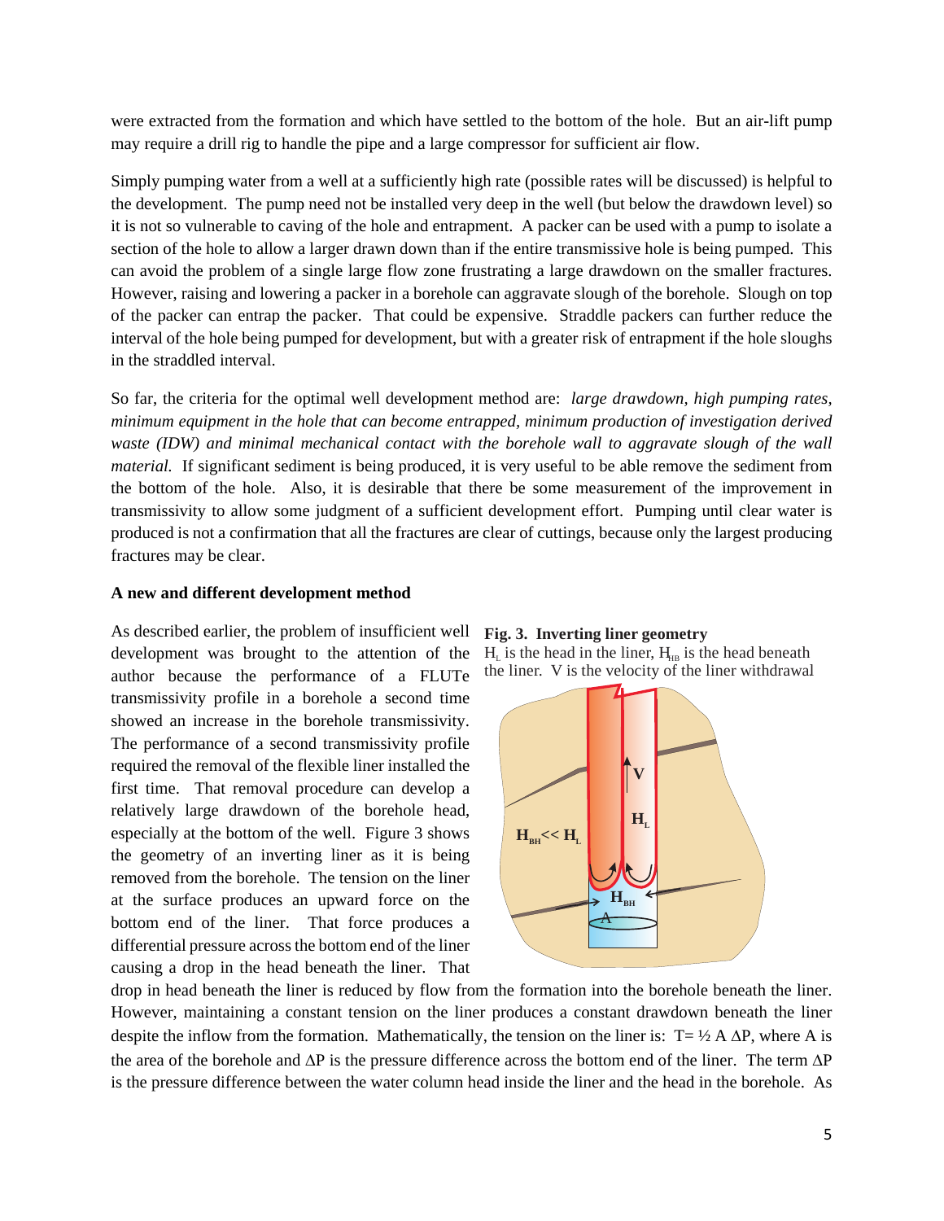were extracted from the formation and which have settled to the bottom of the hole. But an air-lift pump may require a drill rig to handle the pipe and a large compressor for sufficient air flow.

Simply pumping water from a well at a sufficiently high rate (possible rates will be discussed) is helpful to the development. The pump need not be installed very deep in the well (but below the drawdown level) so it is not so vulnerable to caving of the hole and entrapment. A packer can be used with a pump to isolate a section of the hole to allow a larger drawn down than if the entire transmissive hole is being pumped. This can avoid the problem of a single large flow zone frustrating a large drawdown on the smaller fractures. However, raising and lowering a packer in a borehole can aggravate slough of the borehole. Slough on top of the packer can entrap the packer. That could be expensive. Straddle packers can further reduce the interval of the hole being pumped for development, but with a greater risk of entrapment if the hole sloughs in the straddled interval.

So far, the criteria for the optimal well development method are: *large drawdown, high pumping rates, minimum equipment in the hole that can become entrapped, minimum production of investigation derived waste (IDW) and minimal mechanical contact with the borehole wall to aggravate slough of the wall material.* If significant sediment is being produced, it is very useful to be able remove the sediment from the bottom of the hole. Also, it is desirable that there be some measurement of the improvement in transmissivity to allow some judgment of a sufficient development effort. Pumping until clear water is produced is not a confirmation that all the fractures are clear of cuttings, because only the largest producing fractures may be clear.

**A new and different development method**

As described earlier, the problem of insufficient well development was brought to the attention of the author because the performance of a FLUTe transmissivity profile in a borehole a second time showed an increase in the borehole transmissivity. The performance of a second transmissivity profile required the removal of the flexible liner installed the first time. That removal procedure can develop a relatively large drawdown of the borehole head, especially at the bottom of the well. Figure 3 shows the geometry of an inverting liner as it is being removed from the borehole. The tension on the liner at the surface produces an upward force on the bottom end of the liner. That force produces a differential pressure across the bottom end of the liner causing a drop in the head beneath the liner. That drop in head beneath the liner is reduced by flow from the formation into the borehole beneath the liner. However, maintaining a constant tension on the liner produces a constant drawdown beneath the liner despite the inflow from the formation. Mathematically, the tension on the liner is: $T = ½ A \Delta P$, where A is the area of the borehole and $\Delta P$ is the pressure difference across the bottom end of the liner. The term $\Delta P$ is the pressure difference between the water column head inside the liner and the head in the borehole. As

**Fig. 3. Inverting liner geometry**
$H_L$ is the head in the liner, $H_{HB}$ is the head beneath the liner. V is the velocity of the liner withdrawal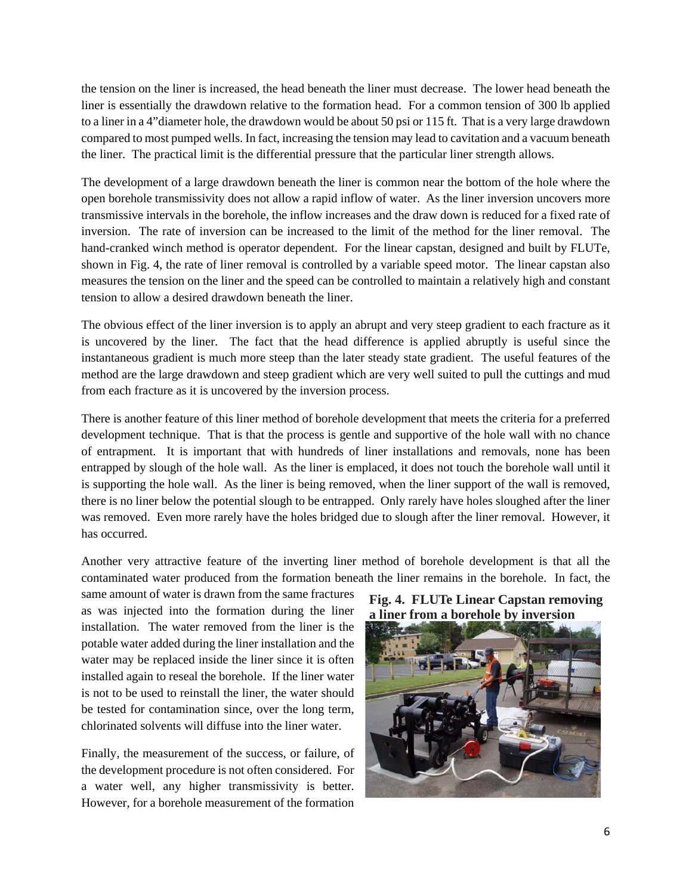the tension on the liner is increased, the head beneath the liner must decrease. The lower head beneath the liner is essentially the drawdown relative to the formation head. For a common tension of 300 lb applied to a liner in a 4"diameter hole, the drawdown would be about 50 psi or 115 ft. That is a very large drawdown compared to most pumped wells. In fact, increasing the tension may lead to cavitation and a vacuum beneath the liner. The practical limit is the differential pressure that the particular liner strength allows.

The development of a large drawdown beneath the liner is common near the bottom of the hole where the open borehole transmissivity does not allow a rapid inflow of water. As the liner inversion uncovers more transmissive intervals in the borehole, the inflow increases and the draw down is reduced for a fixed rate of inversion. The rate of inversion can be increased to the limit of the method for the liner removal. The hand-cranked winch method is operator dependent. For the linear capstan, designed and built by FLUTe, shown in Fig. 4, the rate of liner removal is controlled by a variable speed motor. The linear capstan also measures the tension on the liner and the speed can be controlled to maintain a relatively high and constant tension to allow a desired drawdown beneath the liner.

The obvious effect of the liner inversion is to apply an abrupt and very steep gradient to each fracture as it is uncovered by the liner. The fact that the head difference is applied abruptly is useful since the instantaneous gradient is much more steep than the later steady state gradient. The useful features of the method are the large drawdown and steep gradient which are very well suited to pull the cuttings and mud from each fracture as it is uncovered by the inversion process.

There is another feature of this liner method of borehole development that meets the criteria for a preferred development technique. That is that the process is gentle and supportive of the hole wall with no chance of entrapment. It is important that with hundreds of liner installations and removals, none has been entrapped by slough of the hole wall. As the liner is emplaced, it does not touch the borehole wall until it is supporting the hole wall. As the liner is being removed, when the liner support of the wall is removed, there is no liner below the potential slough to be entrapped. Only rarely have holes sloughed after the liner was removed. Even more rarely have the holes bridged due to slough after the liner removal. However, it has occurred.

Another very attractive feature of the inverting liner method of borehole development is that all the contaminated water produced from the formation beneath the liner remains in the borehole. In fact, the same amount of water is drawn from the same fractures as was injected into the formation during the liner installation. The water removed from the liner is the potable water added during the liner installation and the water may be replaced inside the liner since it is often installed again to reseal the borehole. If the liner water is not to be used to reinstall the liner, the water should be tested for contamination since, over the long term, chlorinated solvents will diffuse into the liner water.

**Fig. 4. FLUTe Linear Capstan removing a liner from a borehole by inversion**

Finally, the measurement of the success, or failure, of the development procedure is not often considered. For a water well, any higher transmissivity is better. However, for a borehole measurement of the formation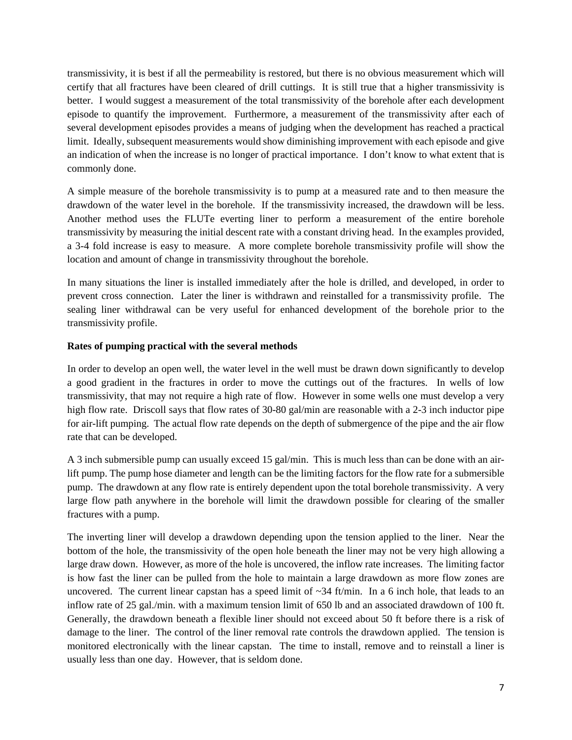transmissivity, it is best if all the permeability is restored, but there is no obvious measurement which will certify that all fractures have been cleared of drill cuttings. It is still true that a higher transmissivity is better. I would suggest a measurement of the total transmissivity of the borehole after each development episode to quantify the improvement. Furthermore, a measurement of the transmissivity after each of several development episodes provides a means of judging when the development has reached a practical limit. Ideally, subsequent measurements would show diminishing improvement with each episode and give an indication of when the increase is no longer of practical importance. I don't know to what extent that is commonly done.

A simple measure of the borehole transmissivity is to pump at a measured rate and to then measure the drawdown of the water level in the borehole. If the transmissivity increased, the drawdown will be less. Another method uses the FLUTe everting liner to perform a measurement of the entire borehole transmissivity by measuring the initial descent rate with a constant driving head. In the examples provided, a 3-4 fold increase is easy to measure. A more complete borehole transmissivity profile will show the location and amount of change in transmissivity throughout the borehole.

In many situations the liner is installed immediately after the hole is drilled, and developed, in order to prevent cross connection. Later the liner is withdrawn and reinstalled for a transmissivity profile. The sealing liner withdrawal can be very useful for enhanced development of the borehole prior to the transmissivity profile.

**Rates of pumping practical with the several methods**

In order to develop an open well, the water level in the well must be drawn down significantly to develop a good gradient in the fractures in order to move the cuttings out of the fractures. In wells of low transmissivity, that may not require a high rate of flow. However in some wells one must develop a very high flow rate. Driscoll says that flow rates of 30-80 gal/min are reasonable with a 2-3 inch inductor pipe for air-lift pumping. The actual flow rate depends on the depth of submergence of the pipe and the air flow rate that can be developed.

A 3 inch submersible pump can usually exceed 15 gal/min. This is much less than can be done with an air-lift pump. The pump hose diameter and length can be the limiting factors for the flow rate for a submersible pump. The drawdown at any flow rate is entirely dependent upon the total borehole transmissivity. A very large flow path anywhere in the borehole will limit the drawdown possible for clearing of the smaller fractures with a pump.

The inverting liner will develop a drawdown depending upon the tension applied to the liner. Near the bottom of the hole, the transmissivity of the open hole beneath the liner may not be very high allowing a large draw down. However, as more of the hole is uncovered, the inflow rate increases. The limiting factor is how fast the liner can be pulled from the hole to maintain a large drawdown as more flow zones are uncovered. The current linear capstan has a speed limit of ~34 ft/min. In a 6 inch hole, that leads to an inflow rate of 25 gal./min. with a maximum tension limit of 650 lb and an associated drawdown of 100 ft. Generally, the drawdown beneath a flexible liner should not exceed about 50 ft before there is a risk of damage to the liner. The control of the liner removal rate controls the drawdown applied. The tension is monitored electronically with the linear capstan. The time to install, remove and to reinstall a liner is usually less than one day. However, that is seldom done.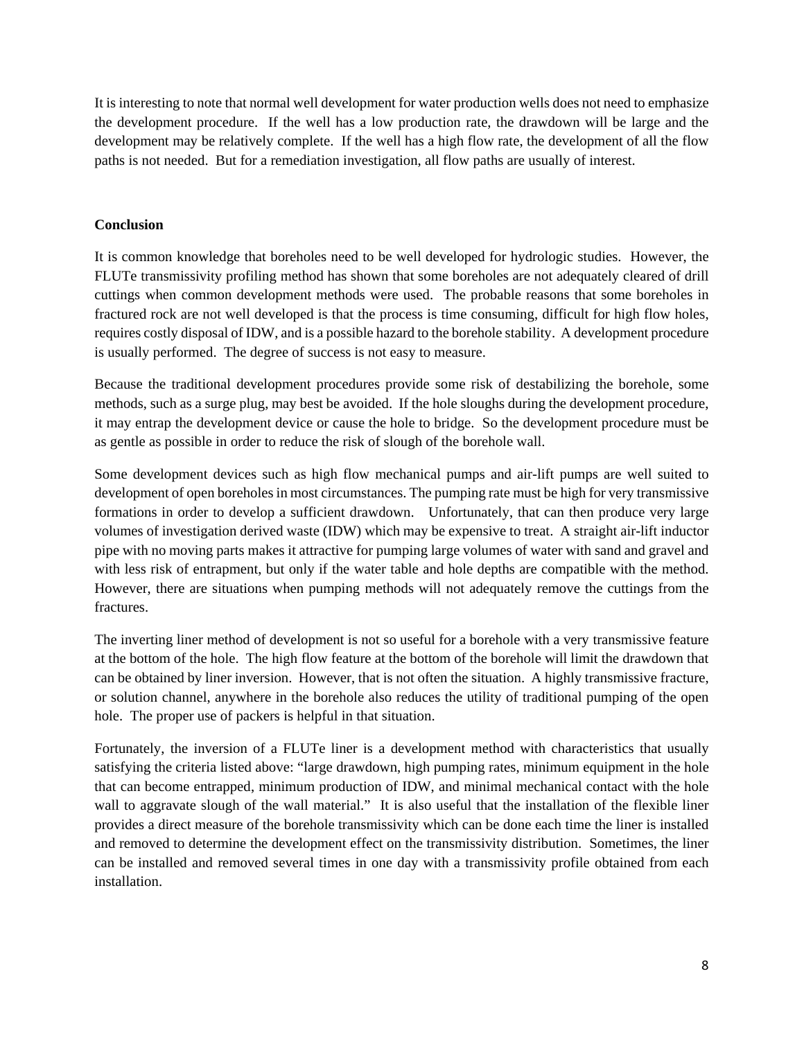It is interesting to note that normal well development for water production wells does not need to emphasize the development procedure. If the well has a low production rate, the drawdown will be large and the development may be relatively complete. If the well has a high flow rate, the development of all the flow paths is not needed. But for a remediation investigation, all flow paths are usually of interest.

**Conclusion**

It is common knowledge that boreholes need to be well developed for hydrologic studies. However, the FLUTe transmissivity profiling method has shown that some boreholes are not adequately cleared of drill cuttings when common development methods were used. The probable reasons that some boreholes in fractured rock are not well developed is that the process is time consuming, difficult for high flow holes, requires costly disposal of IDW, and is a possible hazard to the borehole stability. A development procedure is usually performed. The degree of success is not easy to measure.

Because the traditional development procedures provide some risk of destabilizing the borehole, some methods, such as a surge plug, may best be avoided. If the hole sloughs during the development procedure, it may entrap the development device or cause the hole to bridge. So the development procedure must be as gentle as possible in order to reduce the risk of slough of the borehole wall.

Some development devices such as high flow mechanical pumps and air-lift pumps are well suited to development of open boreholes in most circumstances. The pumping rate must be high for very transmissive formations in order to develop a sufficient drawdown. Unfortunately, that can then produce very large volumes of investigation derived waste (IDW) which may be expensive to treat. A straight air-lift inductor pipe with no moving parts makes it attractive for pumping large volumes of water with sand and gravel and with less risk of entrapment, but only if the water table and hole depths are compatible with the method. However, there are situations when pumping methods will not adequately remove the cuttings from the fractures.

The inverting liner method of development is not so useful for a borehole with a very transmissive feature at the bottom of the hole. The high flow feature at the bottom of the borehole will limit the drawdown that can be obtained by liner inversion. However, that is not often the situation. A highly transmissive fracture, or solution channel, anywhere in the borehole also reduces the utility of traditional pumping of the open hole. The proper use of packers is helpful in that situation.

Fortunately, the inversion of a FLUTe liner is a development method with characteristics that usually satisfying the criteria listed above: "large drawdown, high pumping rates, minimum equipment in the hole that can become entrapped, minimum production of IDW, and minimal mechanical contact with the hole wall to aggravate slough of the wall material." It is also useful that the installation of the flexible liner provides a direct measure of the borehole transmissivity which can be done each time the liner is installed and removed to determine the development effect on the transmissivity distribution. Sometimes, the liner can be installed and removed several times in one day with a transmissivity profile obtained from each installation.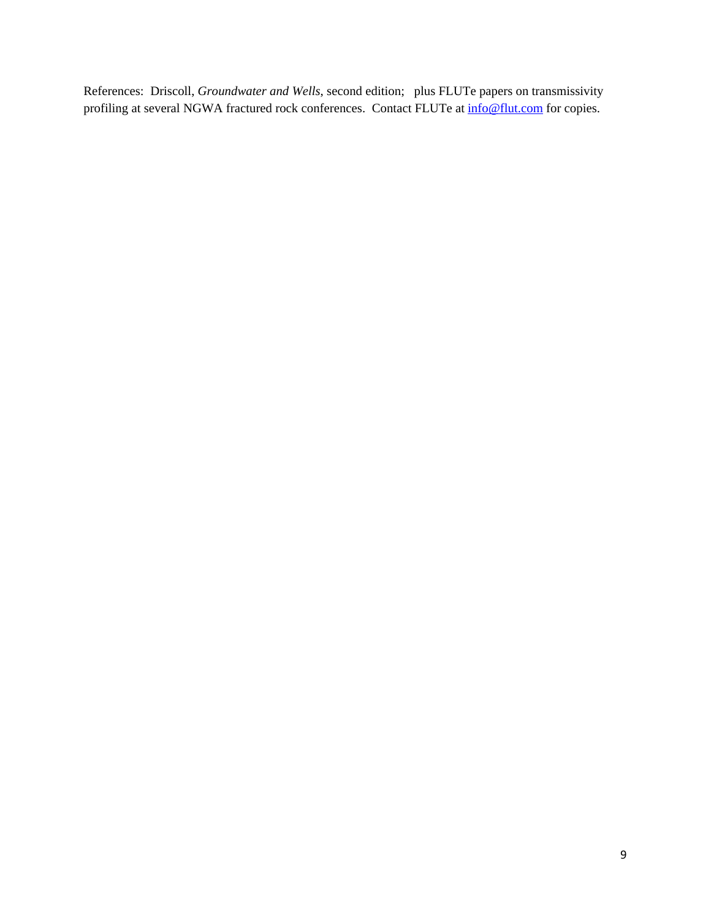References: Driscoll, *Groundwater and Wells,* second edition; plus FLUTe papers on transmissivity profiling at several NGWA fractured rock conferences. Contact FLUTe at [info@flut.com](mailto:info@flut.com) for copies.